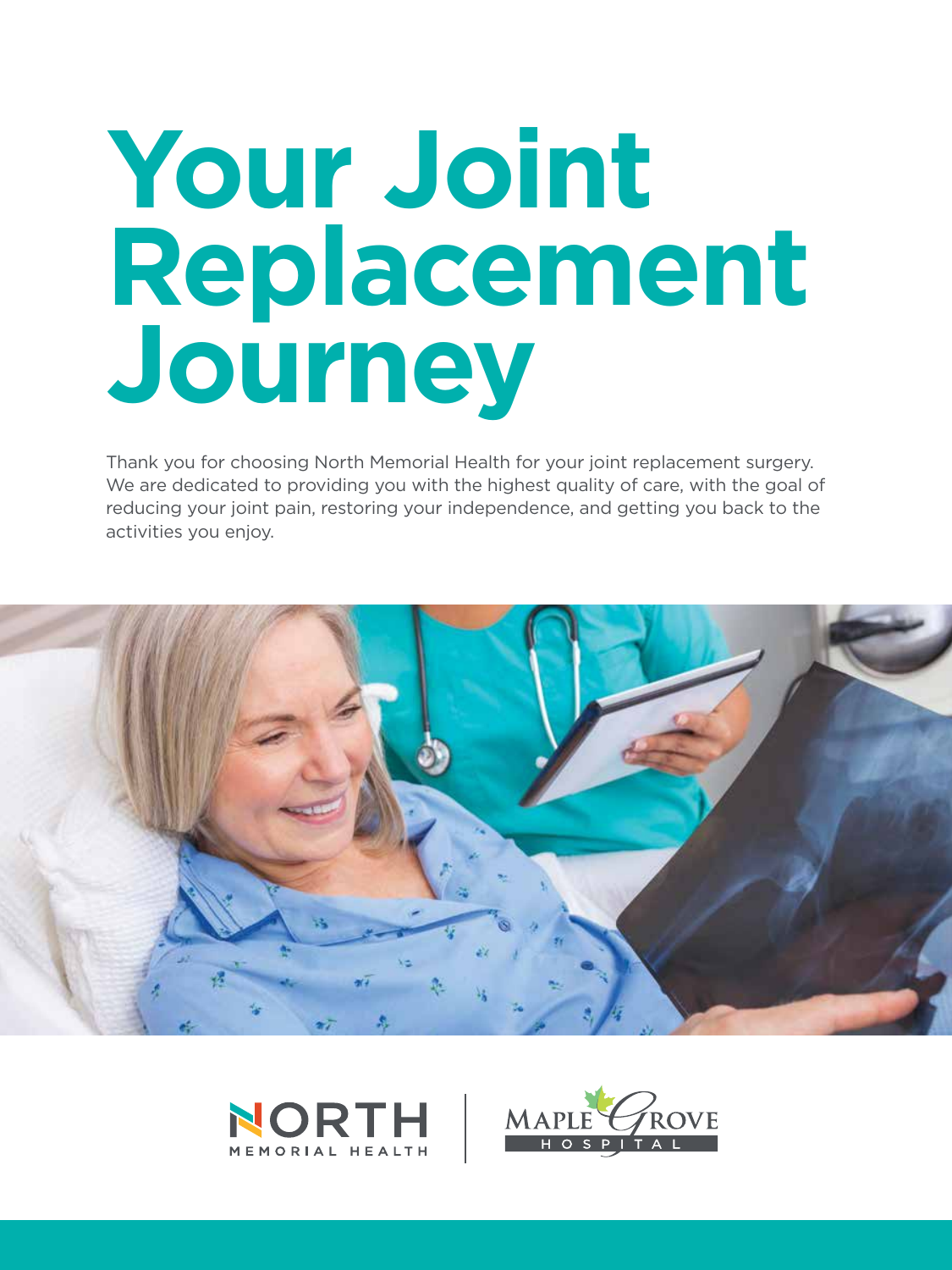# Your Joint Replacement Journey

Thank you for choosing North Memorial Health for your joint replacement surgery. We are dedicated to providing you with the highest quality of care, with the goal of reducing your joint pain, restoring your independence, and getting you back to the activities you enjoy.

NORTH MEMORIAL HEALTH | MAPLE GROVE HOSPITAL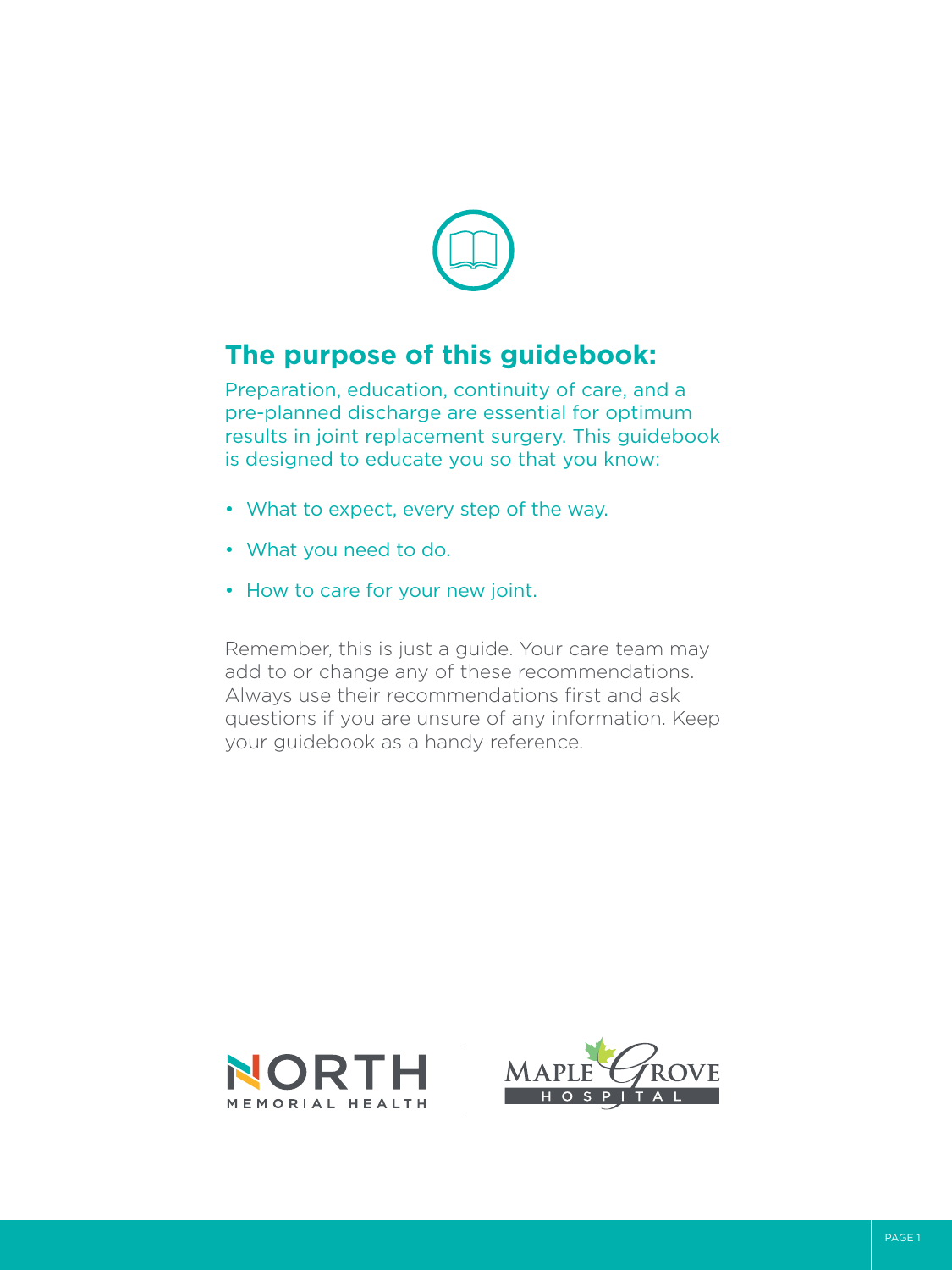## The purpose of this guidebook:

Preparation, education, continuity of care, and a pre-planned discharge are essential for optimum results in joint replacement surgery. This guidebook is designed to educate you so that you know:

- What to expect, every step of the way.
- What you need to do.
- How to care for your new joint.

Remember, this is just a guide. Your care team may add to or change any of these recommendations. Always use their recommendations first and ask questions if you are unsure of any information. Keep your guidebook as a handy reference.

NORTH MEMORIAL HEALTH | MAPLE GROVE HOSPITAL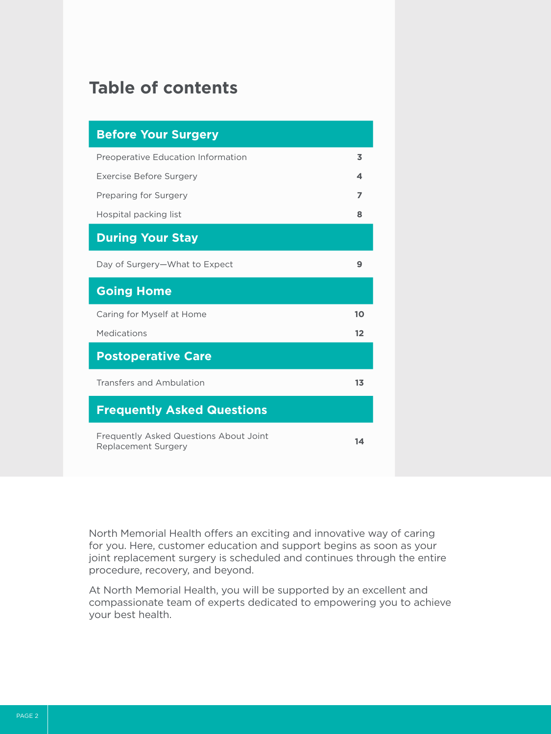# Table of contents

| Before Your Surgery | |
|---|---|
| Preoperative Education Information | 3 |
| Exercise Before Surgery | 4 |
| Preparing for Surgery | 7 |
| Hospital packing list | 8 |
| **During Your Stay** | |
| Day of Surgery—What to Expect | 9 |
| **Going Home** | |
| Caring for Myself at Home | 10 |
| Medications | 12 |
| **Postoperative Care** | |
| Transfers and Ambulation | 13 |
| **Frequently Asked Questions** | |
| Frequently Asked Questions About Joint Replacement Surgery | 14 |

North Memorial Health offers an exciting and innovative way of caring for you. Here, customer education and support begins as soon as your joint replacement surgery is scheduled and continues through the entire procedure, recovery, and beyond.

At North Memorial Health, you will be supported by an excellent and compassionate team of experts dedicated to empowering you to achieve your best health.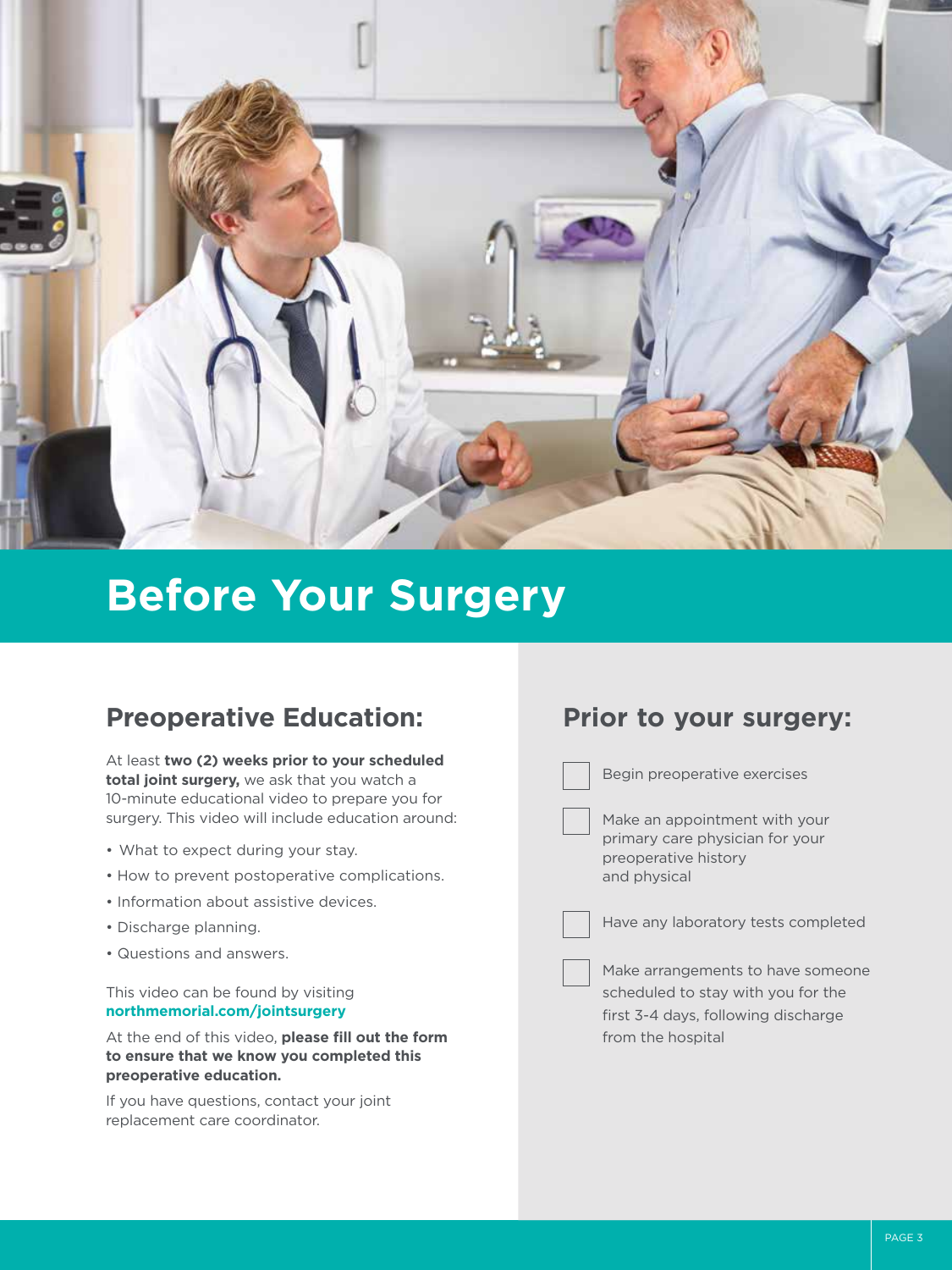# Before Your Surgery

## Preoperative Education:

At least **two (2) weeks prior to your scheduled total joint surgery,** we ask that you watch a 10-minute educational video to prepare you for surgery. This video will include education around:

- What to expect during your stay.
- How to prevent postoperative complications.
- Information about assistive devices.
- Discharge planning.
- Questions and answers.

This video can be found by visiting **northmemorial.com/jointsurgery**

At the end of this video, **please fill out the form to ensure that we know you completed this preoperative education.**

If you have questions, contact your joint replacement care coordinator.

## Prior to your surgery:

- [ ] Begin preoperative exercises
- [ ] Make an appointment with your primary care physician for your preoperative history and physical
- [ ] Have any laboratory tests completed
- [ ] Make arrangements to have someone scheduled to stay with you for the first 3-4 days, following discharge from the hospital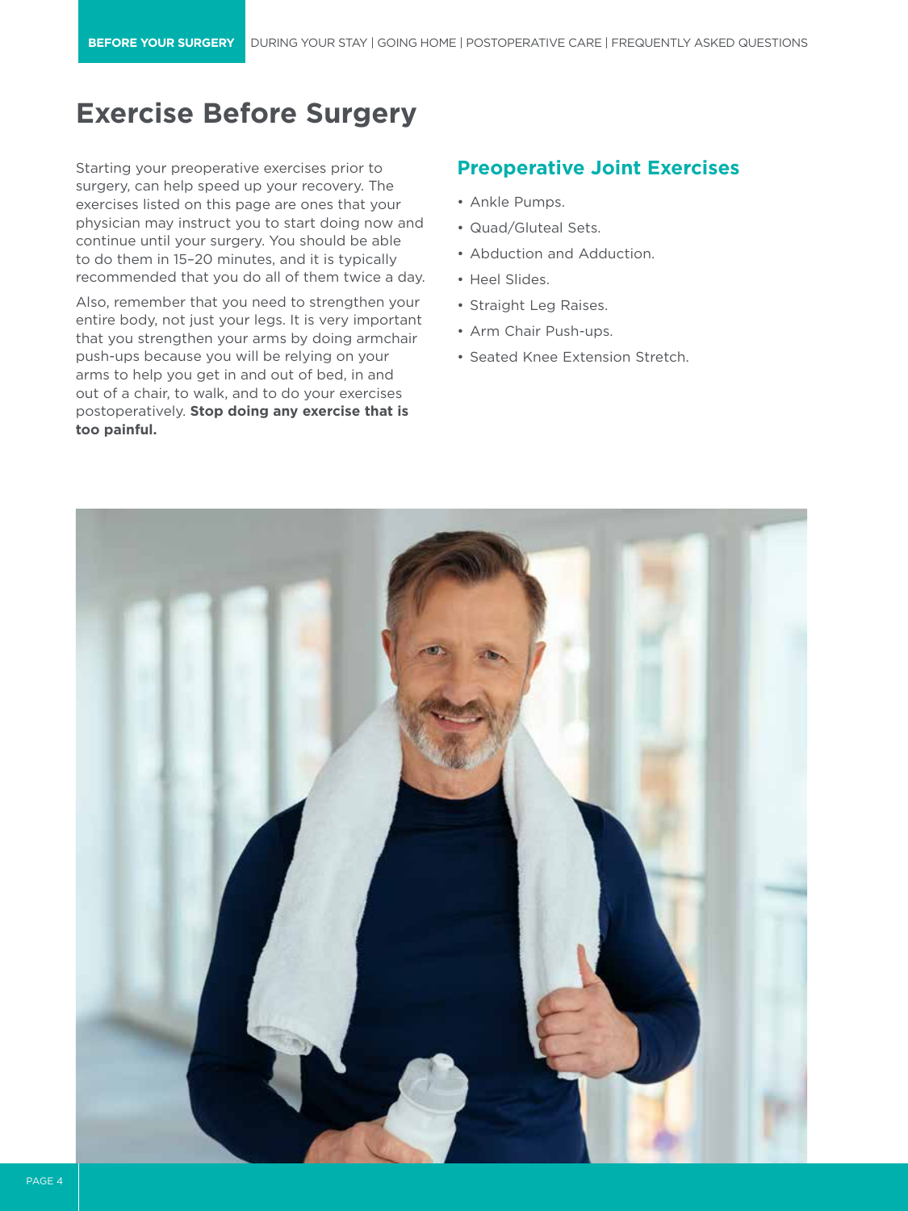# Exercise Before Surgery

Starting your preoperative exercises prior to surgery, can help speed up your recovery. The exercises listed on this page are ones that your physician may instruct you to start doing now and continue until your surgery. You should be able to do them in 15–20 minutes, and it is typically recommended that you do all of them twice a day.

Also, remember that you need to strengthen your entire body, not just your legs. It is very important that you strengthen your arms by doing armchair push-ups because you will be relying on your arms to help you get in and out of bed, in and out of a chair, to walk, and to do your exercises postoperatively. **Stop doing any exercise that is too painful.**

## Preoperative Joint Exercises

- Ankle Pumps.
- Quad/Gluteal Sets.
- Abduction and Adduction.
- Heel Slides.
- Straight Leg Raises.
- Arm Chair Push-ups.
- Seated Knee Extension Stretch.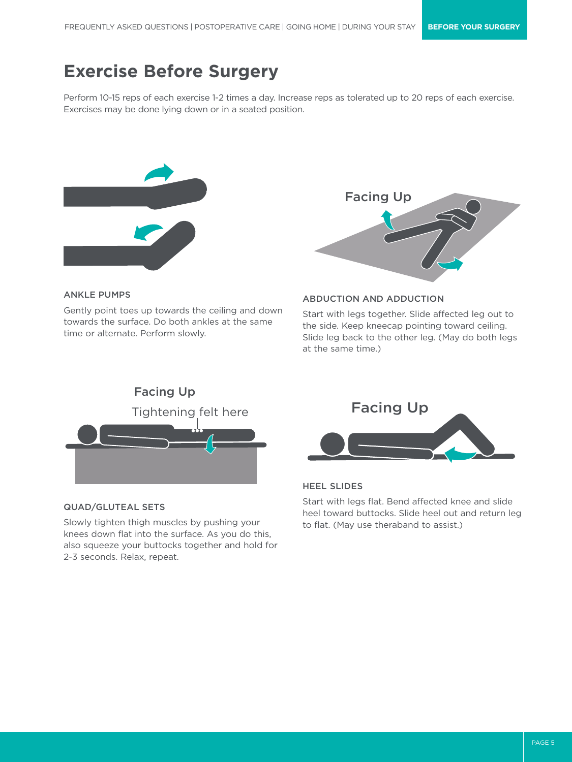# Exercise Before Surgery

Perform 10-15 reps of each exercise 1-2 times a day. Increase reps as tolerated up to 20 reps of each exercise. Exercises may be done lying down or in a seated position.

### ANKLE PUMPS

Gently point toes up towards the ceiling and down towards the surface. Do both ankles at the same time or alternate. Perform slowly.

Facing Up

### ABDUCTION AND ADDUCTION

Start with legs together. Slide affected leg out to the side. Keep kneecap pointing toward ceiling. Slide leg back to the other leg. (May do both legs at the same time.)

Facing Up

Tightening felt here

### QUAD/GLUTEAL SETS

Slowly tighten thigh muscles by pushing your knees down flat into the surface. As you do this, also squeeze your buttocks together and hold for 2-3 seconds. Relax, repeat.

Facing Up

### HEEL SLIDES

Start with legs flat. Bend affected knee and slide heel toward buttocks. Slide heel out and return leg to flat. (May use theraband to assist.)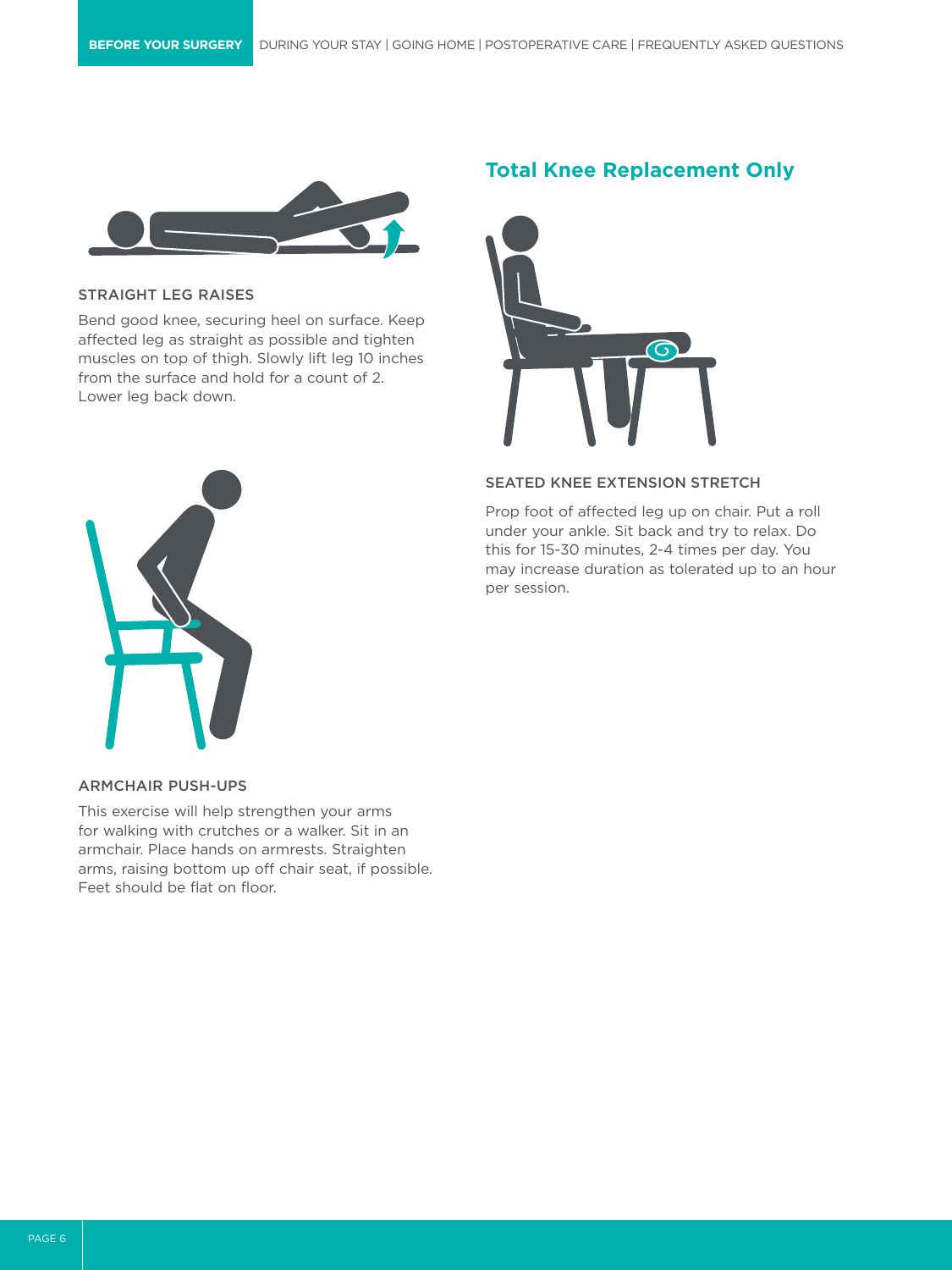### STRAIGHT LEG RAISES

Bend good knee, securing heel on surface. Keep affected leg as straight as possible and tighten muscles on top of thigh. Slowly lift leg 10 inches from the surface and hold for a count of 2. Lower leg back down.

### ARMCHAIR PUSH-UPS

This exercise will help strengthen your arms for walking with crutches or a walker. Sit in an armchair. Place hands on armrests. Straighten arms, raising bottom up off chair seat, if possible. Feet should be flat on floor.

## Total Knee Replacement Only

### SEATED KNEE EXTENSION STRETCH

Prop foot of affected leg up on chair. Put a roll under your ankle. Sit back and try to relax. Do this for 15-30 minutes, 2-4 times per day. You may increase duration as tolerated up to an hour per session.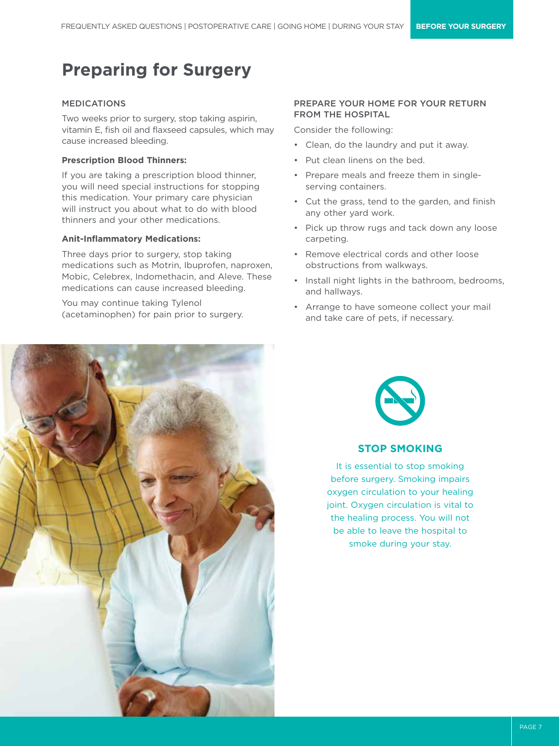# Preparing for Surgery

## MEDICATIONS

Two weeks prior to surgery, stop taking aspirin, vitamin E, fish oil and flaxseed capsules, which may cause increased bleeding.

**Prescription Blood Thinners:**

If you are taking a prescription blood thinner, you will need special instructions for stopping this medication. Your primary care physician will instruct you about what to do with blood thinners and your other medications.

**Anit-Inflammatory Medications:**

Three days prior to surgery, stop taking medications such as Motrin, Ibuprofen, naproxen, Mobic, Celebrex, Indomethacin, and Aleve. These medications can cause increased bleeding.

You may continue taking Tylenol (acetaminophen) for pain prior to surgery.

## PREPARE YOUR HOME FOR YOUR RETURN FROM THE HOSPITAL

Consider the following:

- Clean, do the laundry and put it away.
- Put clean linens on the bed.
- Prepare meals and freeze them in single-serving containers.
- Cut the grass, tend to the garden, and finish any other yard work.
- Pick up throw rugs and tack down any loose carpeting.
- Remove electrical cords and other loose obstructions from walkways.
- Install night lights in the bathroom, bedrooms, and hallways.
- Arrange to have someone collect your mail and take care of pets, if necessary.

## STOP SMOKING

It is essential to stop smoking before surgery. Smoking impairs oxygen circulation to your healing joint. Oxygen circulation is vital to the healing process. You will not be able to leave the hospital to smoke during your stay.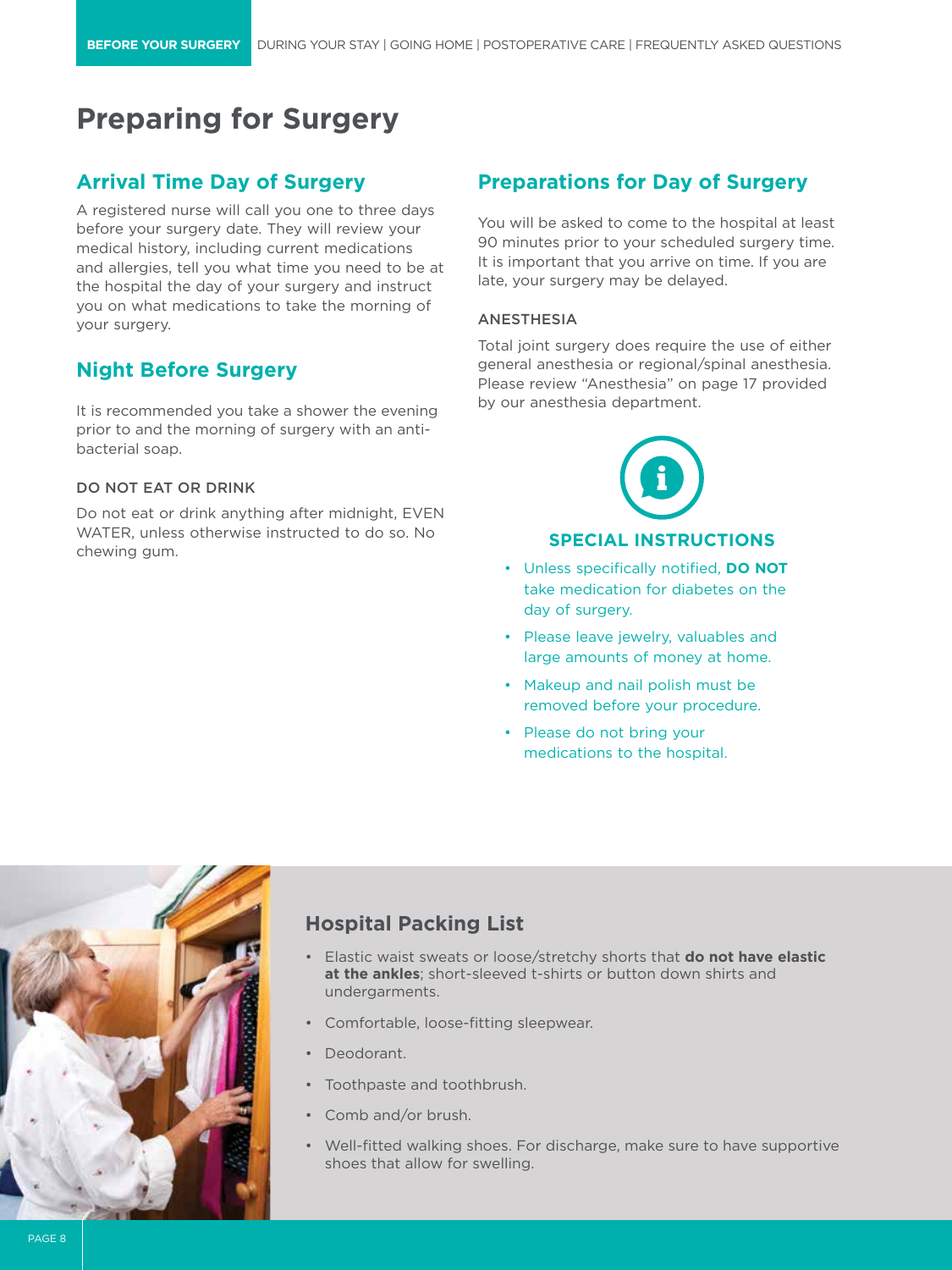# Preparing for Surgery

## Arrival Time Day of Surgery

A registered nurse will call you one to three days before your surgery date. They will review your medical history, including current medications and allergies, tell you what time you need to be at the hospital the day of your surgery and instruct you on what medications to take the morning of your surgery.

## Night Before Surgery

It is recommended you take a shower the evening prior to and the morning of surgery with an anti-bacterial soap.

### DO NOT EAT OR DRINK

Do not eat or drink anything after midnight, EVEN WATER, unless otherwise instructed to do so. No chewing gum.

## Preparations for Day of Surgery

You will be asked to come to the hospital at least 90 minutes prior to your scheduled surgery time. It is important that you arrive on time. If you are late, your surgery may be delayed.

### ANESTHESIA

Total joint surgery does require the use of either general anesthesia or regional/spinal anesthesia. Please review "Anesthesia" on page 17 provided by our anesthesia department.

### SPECIAL INSTRUCTIONS

- Unless specifically notified, **DO NOT** take medication for diabetes on the day of surgery.
- Please leave jewelry, valuables and large amounts of money at home.
- Makeup and nail polish must be removed before your procedure.
- Please do not bring your medications to the hospital.

## Hospital Packing List

- Elastic waist sweats or loose/stretchy shorts that **do not have elastic at the ankles**; short-sleeved t-shirts or button down shirts and undergarments.
- Comfortable, loose-fitting sleepwear.
- Deodorant.
- Toothpaste and toothbrush.
- Comb and/or brush.
- Well-fitted walking shoes. For discharge, make sure to have supportive shoes that allow for swelling.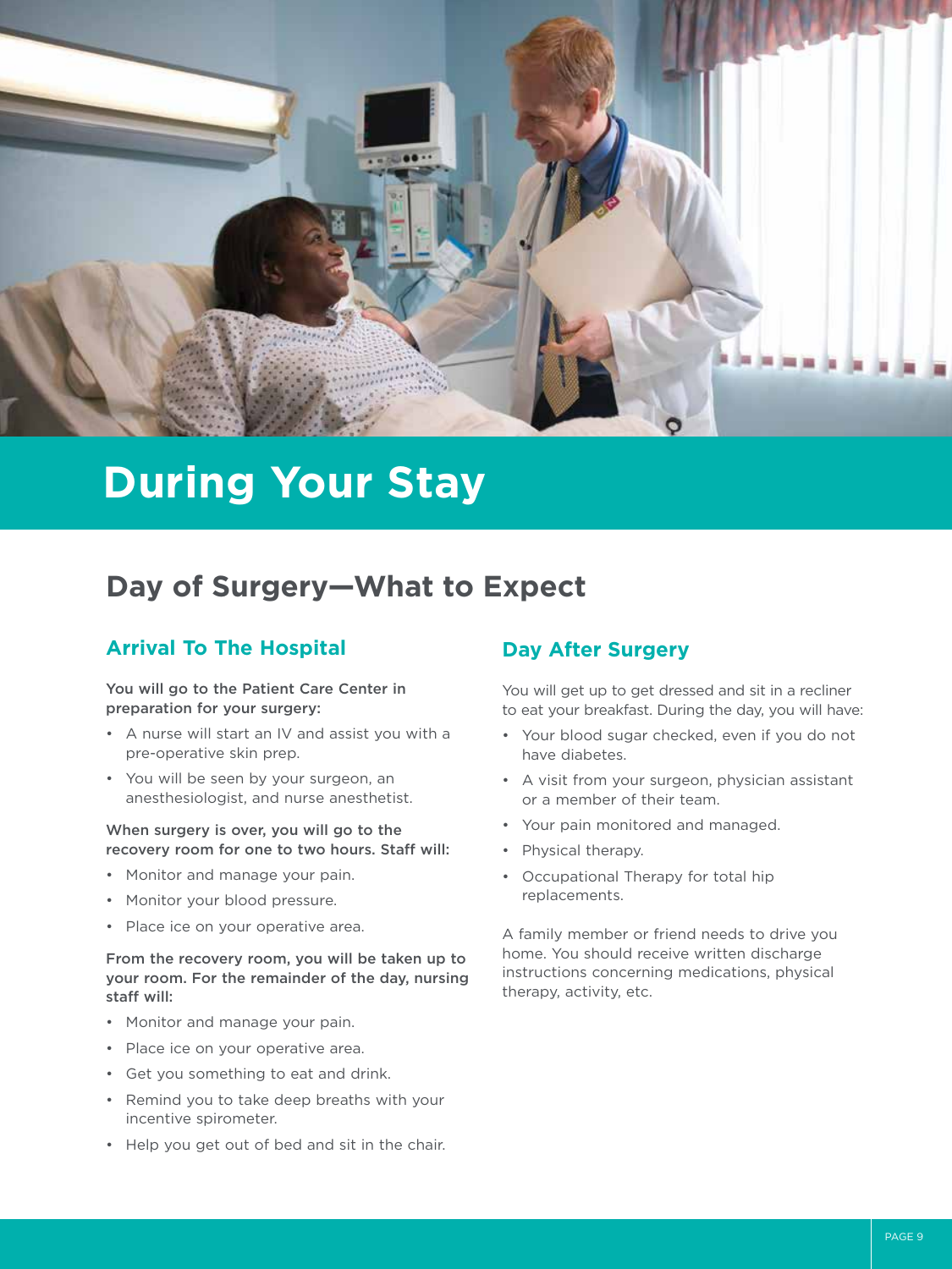# During Your Stay

## Day of Surgery—What to Expect

### Arrival To The Hospital

**You will go to the Patient Care Center in preparation for your surgery:**

- A nurse will start an IV and assist you with a pre-operative skin prep.
- You will be seen by your surgeon, an anesthesiologist, and nurse anesthetist.

**When surgery is over, you will go to the recovery room for one to two hours. Staff will:**

- Monitor and manage your pain.
- Monitor your blood pressure.
- Place ice on your operative area.

**From the recovery room, you will be taken up to your room. For the remainder of the day, nursing staff will:**

- Monitor and manage your pain.
- Place ice on your operative area.
- Get you something to eat and drink.
- Remind you to take deep breaths with your incentive spirometer.
- Help you get out of bed and sit in the chair.

### Day After Surgery

You will get up to get dressed and sit in a recliner to eat your breakfast. During the day, you will have:

- Your blood sugar checked, even if you do not have diabetes.
- A visit from your surgeon, physician assistant or a member of their team.
- Your pain monitored and managed.
- Physical therapy.
- Occupational Therapy for total hip replacements.

A family member or friend needs to drive you home. You should receive written discharge instructions concerning medications, physical therapy, activity, etc.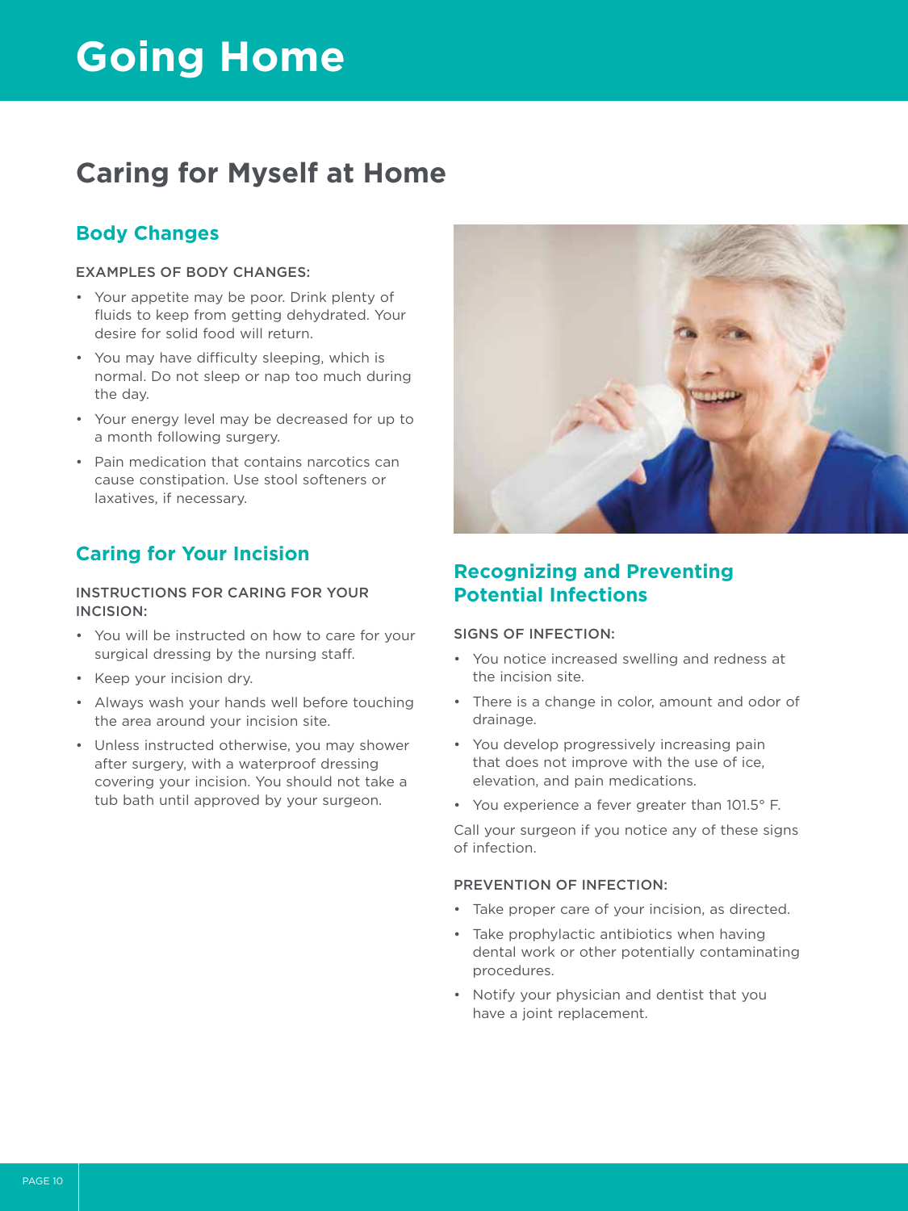# Going Home

## Caring for Myself at Home

### Body Changes

EXAMPLES OF BODY CHANGES:

- Your appetite may be poor. Drink plenty of fluids to keep from getting dehydrated. Your desire for solid food will return.
- You may have difficulty sleeping, which is normal. Do not sleep or nap too much during the day.
- Your energy level may be decreased for up to a month following surgery.
- Pain medication that contains narcotics can cause constipation. Use stool softeners or laxatives, if necessary.

### Caring for Your Incision

INSTRUCTIONS FOR CARING FOR YOUR INCISION:

- You will be instructed on how to care for your surgical dressing by the nursing staff.
- Keep your incision dry.
- Always wash your hands well before touching the area around your incision site.
- Unless instructed otherwise, you may shower after surgery, with a waterproof dressing covering your incision. You should not take a tub bath until approved by your surgeon.

### Recognizing and Preventing Potential Infections

SIGNS OF INFECTION:

- You notice increased swelling and redness at the incision site.
- There is a change in color, amount and odor of drainage.
- You develop progressively increasing pain that does not improve with the use of ice, elevation, and pain medications.
- You experience a fever greater than 101.5° F.

Call your surgeon if you notice any of these signs of infection.

PREVENTION OF INFECTION:

- Take proper care of your incision, as directed.
- Take prophylactic antibiotics when having dental work or other potentially contaminating procedures.
- Notify your physician and dentist that you have a joint replacement.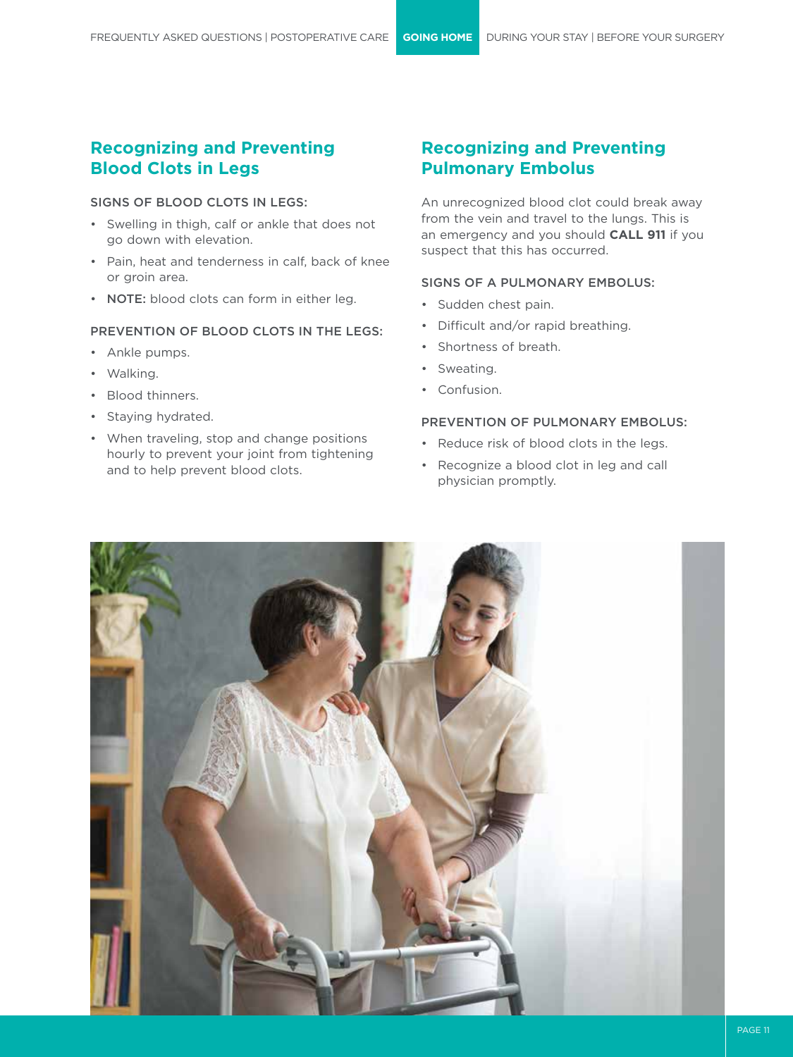## Recognizing and Preventing Blood Clots in Legs

SIGNS OF BLOOD CLOTS IN LEGS:

- Swelling in thigh, calf or ankle that does not go down with elevation.
- Pain, heat and tenderness in calf, back of knee or groin area.
- **NOTE:** blood clots can form in either leg.

PREVENTION OF BLOOD CLOTS IN THE LEGS:

- Ankle pumps.
- Walking.
- Blood thinners.
- Staying hydrated.
- When traveling, stop and change positions hourly to prevent your joint from tightening and to help prevent blood clots.

## Recognizing and Preventing Pulmonary Embolus

An unrecognized blood clot could break away from the vein and travel to the lungs. This is an emergency and you should **CALL 911** if you suspect that this has occurred.

SIGNS OF A PULMONARY EMBOLUS:

- Sudden chest pain.
- Difficult and/or rapid breathing.
- Shortness of breath.
- Sweating.
- Confusion.

PREVENTION OF PULMONARY EMBOLUS:

- Reduce risk of blood clots in the legs.
- Recognize a blood clot in leg and call physician promptly.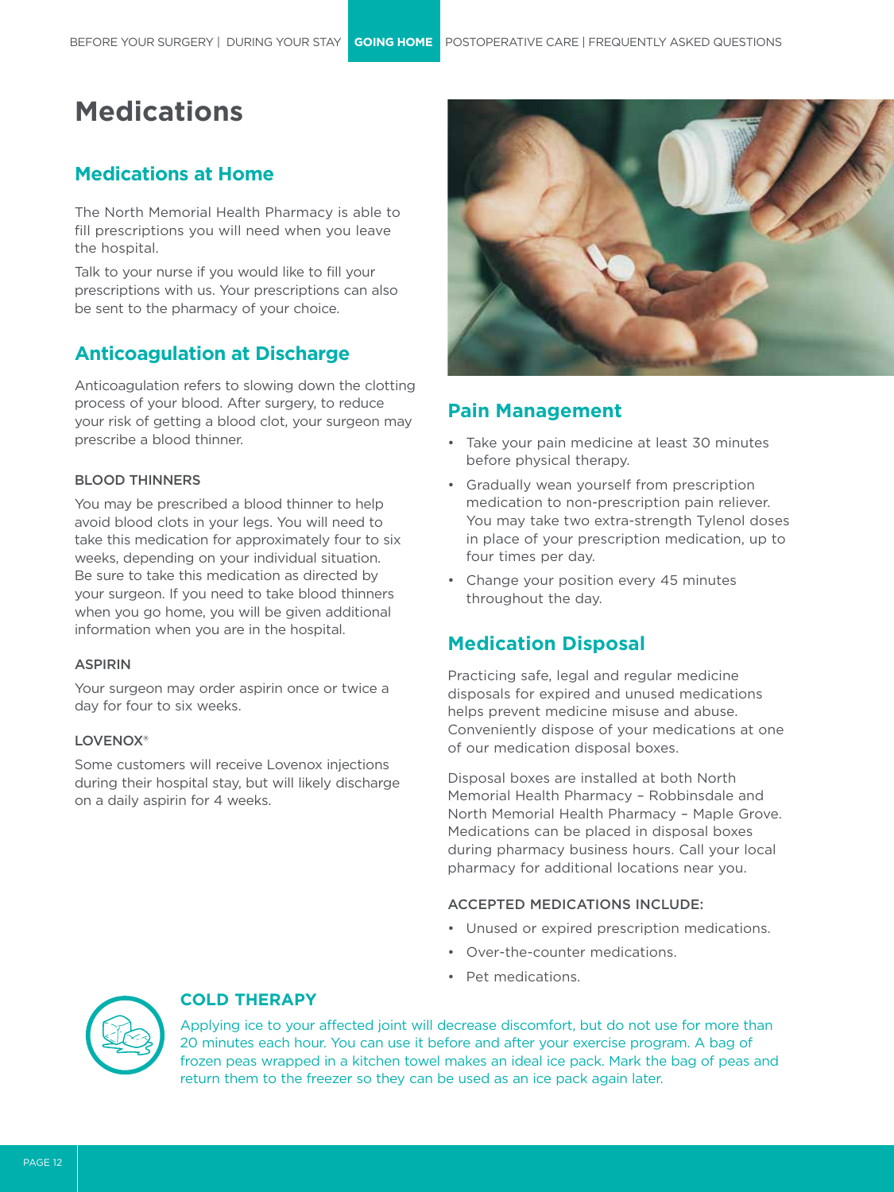# Medications

## Medications at Home

The North Memorial Health Pharmacy is able to fill prescriptions you will need when you leave the hospital.

Talk to your nurse if you would like to fill your prescriptions with us. Your prescriptions can also be sent to the pharmacy of your choice.

## Anticoagulation at Discharge

Anticoagulation refers to slowing down the clotting process of your blood. After surgery, to reduce your risk of getting a blood clot, your surgeon may prescribe a blood thinner.

### BLOOD THINNERS

You may be prescribed a blood thinner to help avoid blood clots in your legs. You will need to take this medication for approximately four to six weeks, depending on your individual situation. Be sure to take this medication as directed by your surgeon. If you need to take blood thinners when you go home, you will be given additional information when you are in the hospital.

### ASPIRIN

Your surgeon may order aspirin once or twice a day for four to six weeks.

### LOVENOX®

Some customers will receive Lovenox injections during their hospital stay, but will likely discharge on a daily aspirin for 4 weeks.

## Pain Management

- Take your pain medicine at least 30 minutes before physical therapy.
- Gradually wean yourself from prescription medication to non-prescription pain reliever. You may take two extra-strength Tylenol doses in place of your prescription medication, up to four times per day.
- Change your position every 45 minutes throughout the day.

## Medication Disposal

Practicing safe, legal and regular medicine disposals for expired and unused medications helps prevent medicine misuse and abuse. Conveniently dispose of your medications at one of our medication disposal boxes.

Disposal boxes are installed at both North Memorial Health Pharmacy – Robbinsdale and North Memorial Health Pharmacy – Maple Grove. Medications can be placed in disposal boxes during pharmacy business hours. Call your local pharmacy for additional locations near you.

### ACCEPTED MEDICATIONS INCLUDE:

- Unused or expired prescription medications.
- Over-the-counter medications.
- Pet medications.

### COLD THERAPY

Applying ice to your affected joint will decrease discomfort, but do not use for more than 20 minutes each hour. You can use it before and after your exercise program. A bag of frozen peas wrapped in a kitchen towel makes an ideal ice pack. Mark the bag of peas and return them to the freezer so they can be used as an ice pack again later.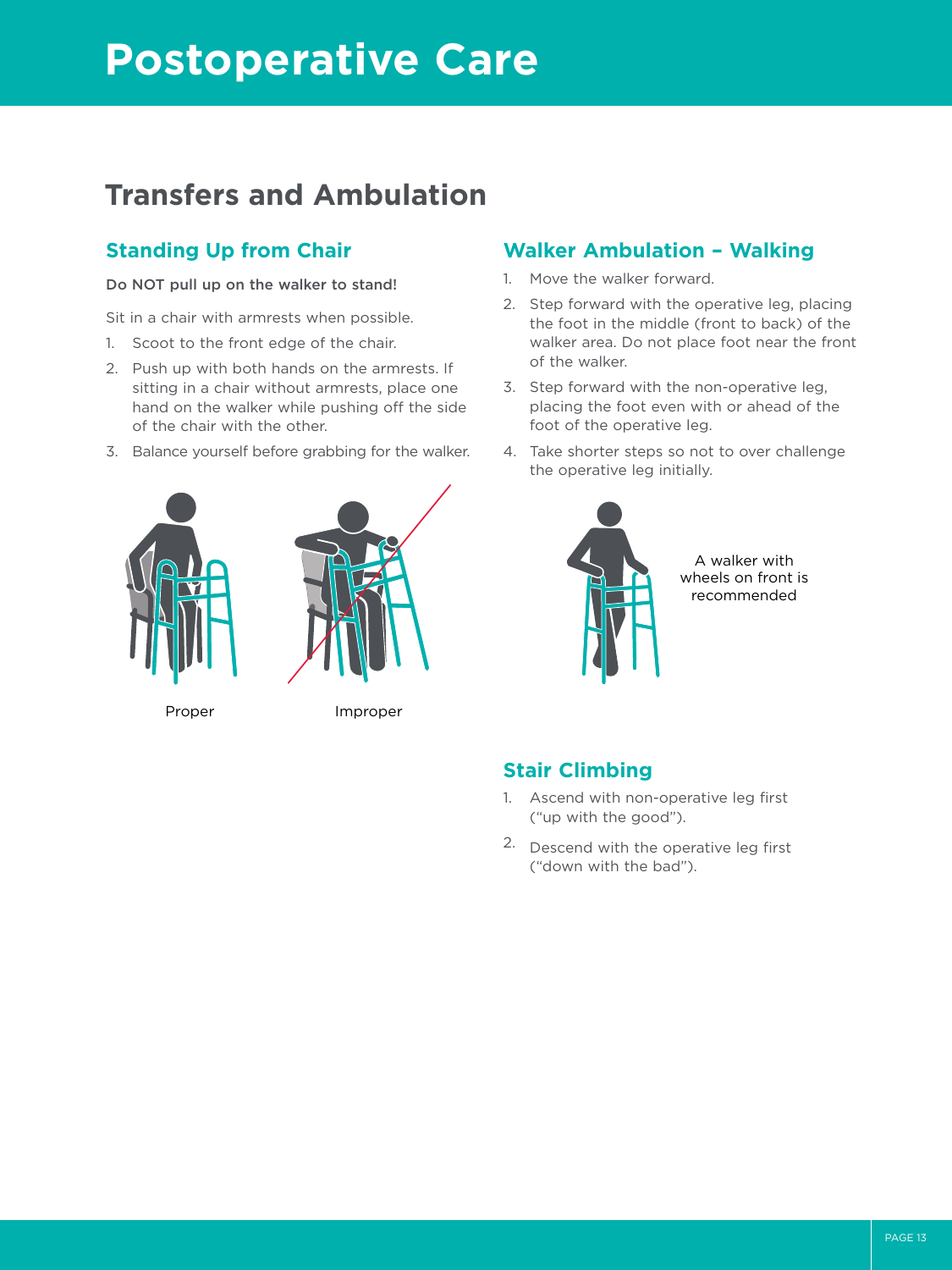# Postoperative Care

## Transfers and Ambulation

### Standing Up from Chair

**Do NOT pull up on the walker to stand!**

Sit in a chair with armrests when possible.

1. Scoot to the front edge of the chair.
2. Push up with both hands on the armrests. If sitting in a chair without armrests, place one hand on the walker while pushing off the side of the chair with the other.
3. Balance yourself before grabbing for the walker.

Proper

Improper

### Walker Ambulation – Walking

1. Move the walker forward.
2. Step forward with the operative leg, placing the foot in the middle (front to back) of the walker area. Do not place foot near the front of the walker.
3. Step forward with the non-operative leg, placing the foot even with or ahead of the foot of the operative leg.
4. Take shorter steps so not to over challenge the operative leg initially.

A walker with wheels on front is recommended

### Stair Climbing

1. Ascend with non-operative leg first ("up with the good").
2. Descend with the operative leg first ("down with the bad").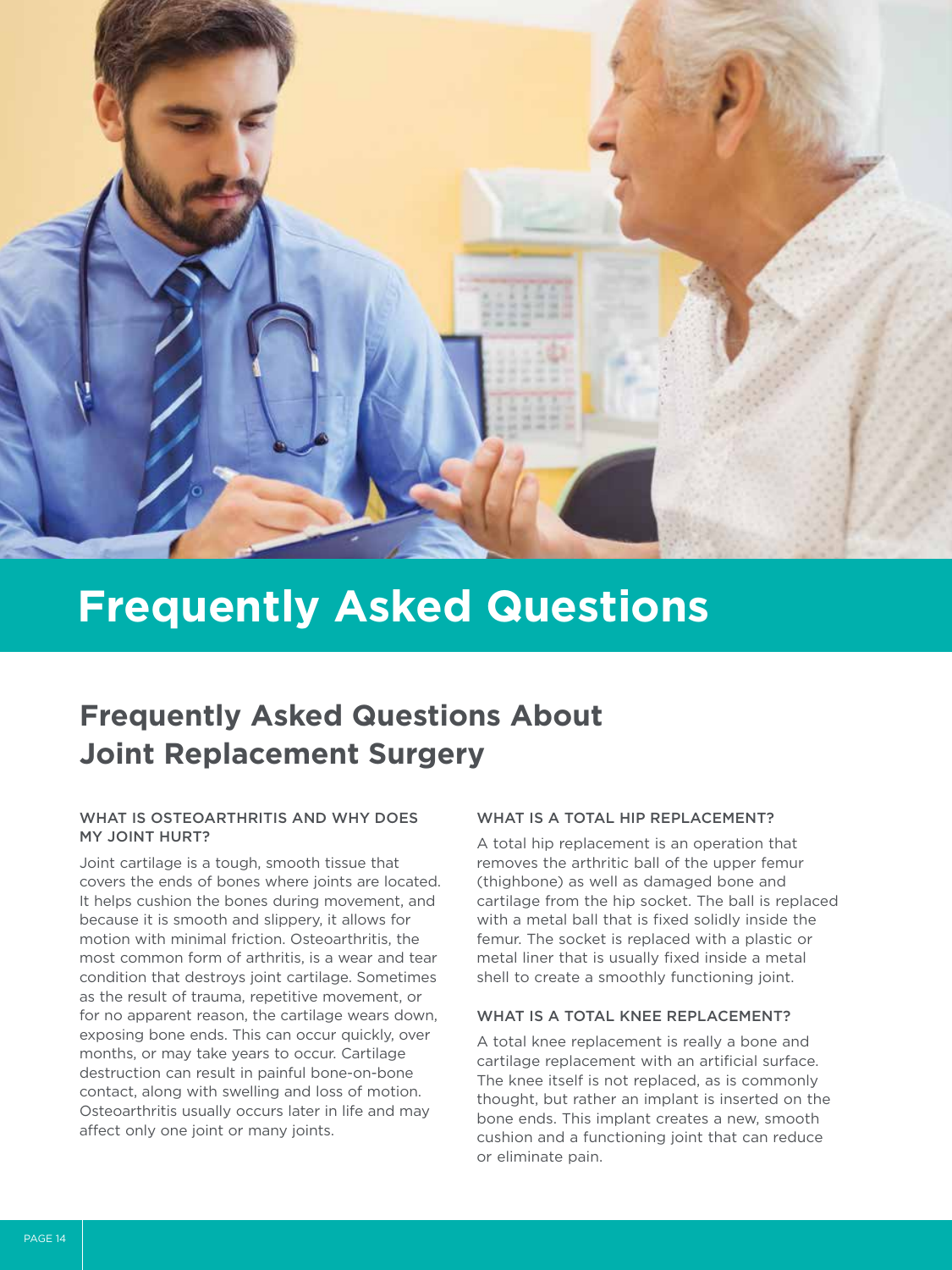# Frequently Asked Questions

## Frequently Asked Questions About Joint Replacement Surgery

### WHAT IS OSTEOARTHRITIS AND WHY DOES MY JOINT HURT?

Joint cartilage is a tough, smooth tissue that covers the ends of bones where joints are located. It helps cushion the bones during movement, and because it is smooth and slippery, it allows for motion with minimal friction. Osteoarthritis, the most common form of arthritis, is a wear and tear condition that destroys joint cartilage. Sometimes as the result of trauma, repetitive movement, or for no apparent reason, the cartilage wears down, exposing bone ends. This can occur quickly, over months, or may take years to occur. Cartilage destruction can result in painful bone-on-bone contact, along with swelling and loss of motion. Osteoarthritis usually occurs later in life and may affect only one joint or many joints.

### WHAT IS A TOTAL HIP REPLACEMENT?

A total hip replacement is an operation that removes the arthritic ball of the upper femur (thighbone) as well as damaged bone and cartilage from the hip socket. The ball is replaced with a metal ball that is fixed solidly inside the femur. The socket is replaced with a plastic or metal liner that is usually fixed inside a metal shell to create a smoothly functioning joint.

### WHAT IS A TOTAL KNEE REPLACEMENT?

A total knee replacement is really a bone and cartilage replacement with an artificial surface. The knee itself is not replaced, as is commonly thought, but rather an implant is inserted on the bone ends. This implant creates a new, smooth cushion and a functioning joint that can reduce or eliminate pain.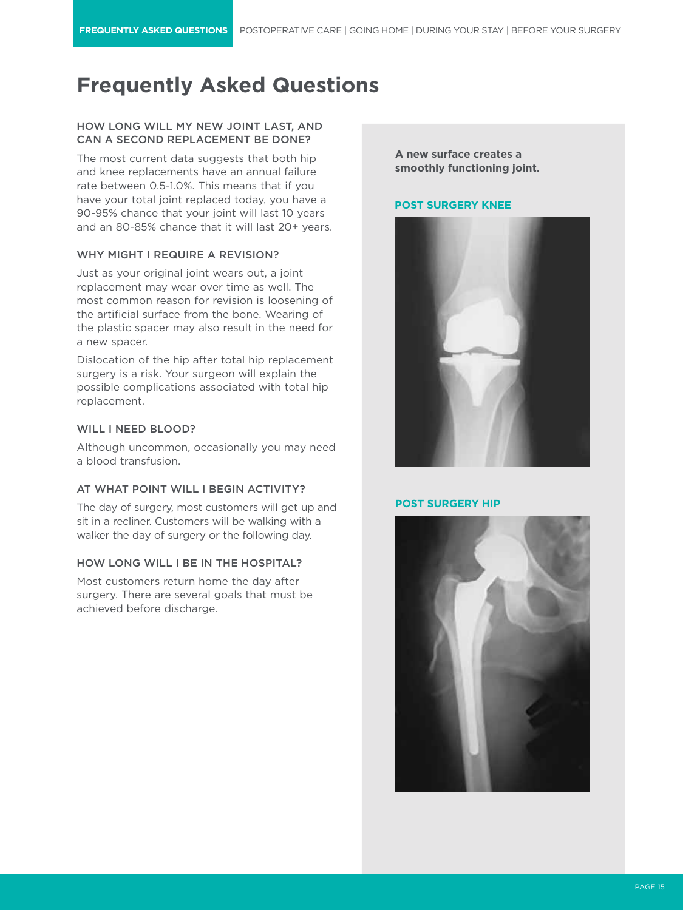# Frequently Asked Questions

### HOW LONG WILL MY NEW JOINT LAST, AND CAN A SECOND REPLACEMENT BE DONE?

The most current data suggests that both hip and knee replacements have an annual failure rate between 0.5-1.0%. This means that if you have your total joint replaced today, you have a 90-95% chance that your joint will last 10 years and an 80-85% chance that it will last 20+ years.

### WHY MIGHT I REQUIRE A REVISION?

Just as your original joint wears out, a joint replacement may wear over time as well. The most common reason for revision is loosening of the artificial surface from the bone. Wearing of the plastic spacer may also result in the need for a new spacer.

Dislocation of the hip after total hip replacement surgery is a risk. Your surgeon will explain the possible complications associated with total hip replacement.

### WILL I NEED BLOOD?

Although uncommon, occasionally you may need a blood transfusion.

### AT WHAT POINT WILL I BEGIN ACTIVITY?

The day of surgery, most customers will get up and sit in a recliner. Customers will be walking with a walker the day of surgery or the following day.

### HOW LONG WILL I BE IN THE HOSPITAL?

Most customers return home the day after surgery. There are several goals that must be achieved before discharge.

**A new surface creates a smoothly functioning joint.**

**POST SURGERY KNEE**

**POST SURGERY HIP**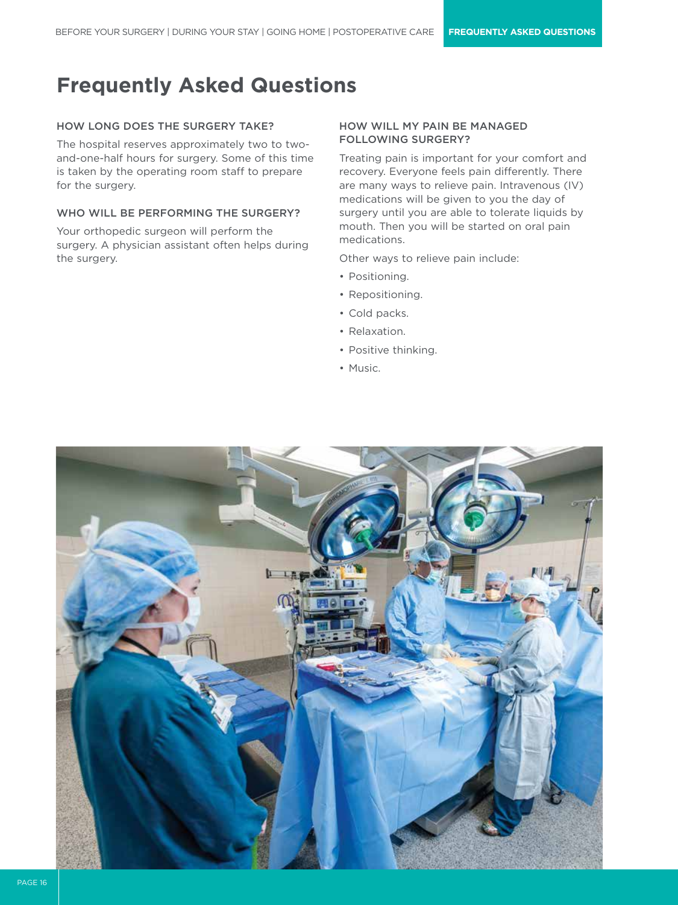# Frequently Asked Questions

### HOW LONG DOES THE SURGERY TAKE?

The hospital reserves approximately two to two-and-one-half hours for surgery. Some of this time is taken by the operating room staff to prepare for the surgery.

### WHO WILL BE PERFORMING THE SURGERY?

Your orthopedic surgeon will perform the surgery. A physician assistant often helps during the surgery.

### HOW WILL MY PAIN BE MANAGED FOLLOWING SURGERY?

Treating pain is important for your comfort and recovery. Everyone feels pain differently. There are many ways to relieve pain. Intravenous (IV) medications will be given to you the day of surgery until you are able to tolerate liquids by mouth. Then you will be started on oral pain medications.

Other ways to relieve pain include:

- Positioning.
- Repositioning.
- Cold packs.
- Relaxation.
- Positive thinking.
- Music.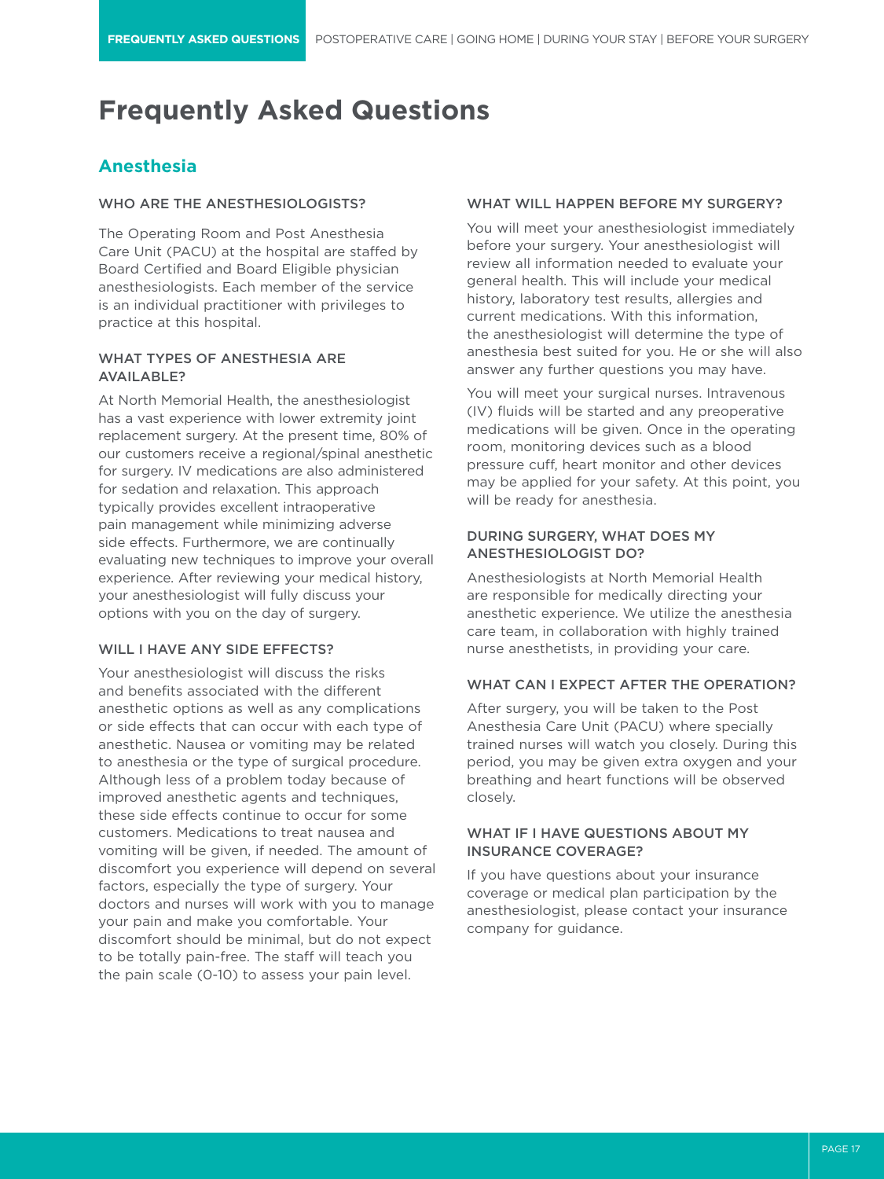# Frequently Asked Questions

## Anesthesia

### WHO ARE THE ANESTHESIOLOGISTS?

The Operating Room and Post Anesthesia Care Unit (PACU) at the hospital are staffed by Board Certified and Board Eligible physician anesthesiologists. Each member of the service is an individual practitioner with privileges to practice at this hospital.

### WHAT TYPES OF ANESTHESIA ARE AVAILABLE?

At North Memorial Health, the anesthesiologist has a vast experience with lower extremity joint replacement surgery. At the present time, 80% of our customers receive a regional/spinal anesthetic for surgery. IV medications are also administered for sedation and relaxation. This approach typically provides excellent intraoperative pain management while minimizing adverse side effects. Furthermore, we are continually evaluating new techniques to improve your overall experience. After reviewing your medical history, your anesthesiologist will fully discuss your options with you on the day of surgery.

### WILL I HAVE ANY SIDE EFFECTS?

Your anesthesiologist will discuss the risks and benefits associated with the different anesthetic options as well as any complications or side effects that can occur with each type of anesthetic. Nausea or vomiting may be related to anesthesia or the type of surgical procedure. Although less of a problem today because of improved anesthetic agents and techniques, these side effects continue to occur for some customers. Medications to treat nausea and vomiting will be given, if needed. The amount of discomfort you experience will depend on several factors, especially the type of surgery. Your doctors and nurses will work with you to manage your pain and make you comfortable. Your discomfort should be minimal, but do not expect to be totally pain-free. The staff will teach you the pain scale (0-10) to assess your pain level.

### WHAT WILL HAPPEN BEFORE MY SURGERY?

You will meet your anesthesiologist immediately before your surgery. Your anesthesiologist will review all information needed to evaluate your general health. This will include your medical history, laboratory test results, allergies and current medications. With this information, the anesthesiologist will determine the type of anesthesia best suited for you. He or she will also answer any further questions you may have.

You will meet your surgical nurses. Intravenous (IV) fluids will be started and any preoperative medications will be given. Once in the operating room, monitoring devices such as a blood pressure cuff, heart monitor and other devices may be applied for your safety. At this point, you will be ready for anesthesia.

### DURING SURGERY, WHAT DOES MY ANESTHESIOLOGIST DO?

Anesthesiologists at North Memorial Health are responsible for medically directing your anesthetic experience. We utilize the anesthesia care team, in collaboration with highly trained nurse anesthetists, in providing your care.

### WHAT CAN I EXPECT AFTER THE OPERATION?

After surgery, you will be taken to the Post Anesthesia Care Unit (PACU) where specially trained nurses will watch you closely. During this period, you may be given extra oxygen and your breathing and heart functions will be observed closely.

### WHAT IF I HAVE QUESTIONS ABOUT MY INSURANCE COVERAGE?

If you have questions about your insurance coverage or medical plan participation by the anesthesiologist, please contact your insurance company for guidance.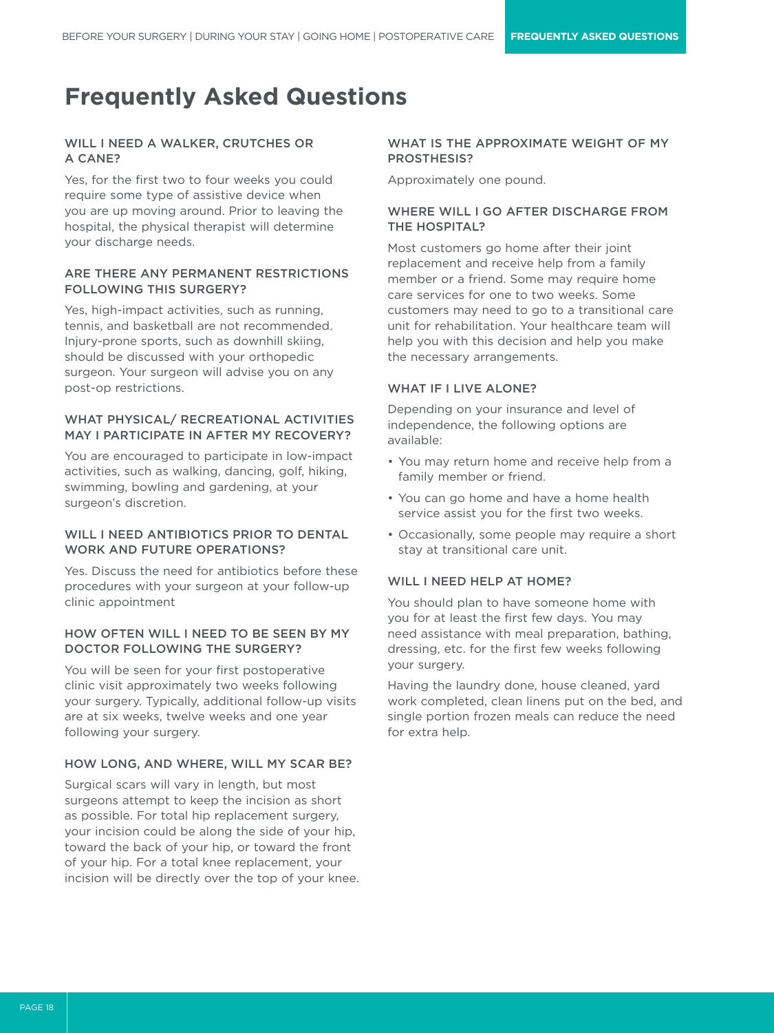# Frequently Asked Questions

### WILL I NEED A WALKER, CRUTCHES OR A CANE?

Yes, for the first two to four weeks you could require some type of assistive device when you are up moving around. Prior to leaving the hospital, the physical therapist will determine your discharge needs.

### ARE THERE ANY PERMANENT RESTRICTIONS FOLLOWING THIS SURGERY?

Yes, high-impact activities, such as running, tennis, and basketball are not recommended. Injury-prone sports, such as downhill skiing, should be discussed with your orthopedic surgeon. Your surgeon will advise you on any post-op restrictions.

### WHAT PHYSICAL/ RECREATIONAL ACTIVITIES MAY I PARTICIPATE IN AFTER MY RECOVERY?

You are encouraged to participate in low-impact activities, such as walking, dancing, golf, hiking, swimming, bowling and gardening, at your surgeon's discretion.

### WILL I NEED ANTIBIOTICS PRIOR TO DENTAL WORK AND FUTURE OPERATIONS?

Yes. Discuss the need for antibiotics before these procedures with your surgeon at your follow-up clinic appointment

### HOW OFTEN WILL I NEED TO BE SEEN BY MY DOCTOR FOLLOWING THE SURGERY?

You will be seen for your first postoperative clinic visit approximately two weeks following your surgery. Typically, additional follow-up visits are at six weeks, twelve weeks and one year following your surgery.

### HOW LONG, AND WHERE, WILL MY SCAR BE?

Surgical scars will vary in length, but most surgeons attempt to keep the incision as short as possible. For total hip replacement surgery, your incision could be along the side of your hip, toward the back of your hip, or toward the front of your hip. For a total knee replacement, your incision will be directly over the top of your knee.

### WHAT IS THE APPROXIMATE WEIGHT OF MY PROSTHESIS?

Approximately one pound.

### WHERE WILL I GO AFTER DISCHARGE FROM THE HOSPITAL?

Most customers go home after their joint replacement and receive help from a family member or a friend. Some may require home care services for one to two weeks. Some customers may need to go to a transitional care unit for rehabilitation. Your healthcare team will help you with this decision and help you make the necessary arrangements.

### WHAT IF I LIVE ALONE?

Depending on your insurance and level of independence, the following options are available:

- You may return home and receive help from a family member or friend.
- You can go home and have a home health service assist you for the first two weeks.
- Occasionally, some people may require a short stay at transitional care unit.

### WILL I NEED HELP AT HOME?

You should plan to have someone home with you for at least the first few days. You may need assistance with meal preparation, bathing, dressing, etc. for the first few weeks following your surgery.

Having the laundry done, house cleaned, yard work completed, clean linens put on the bed, and single portion frozen meals can reduce the need for extra help.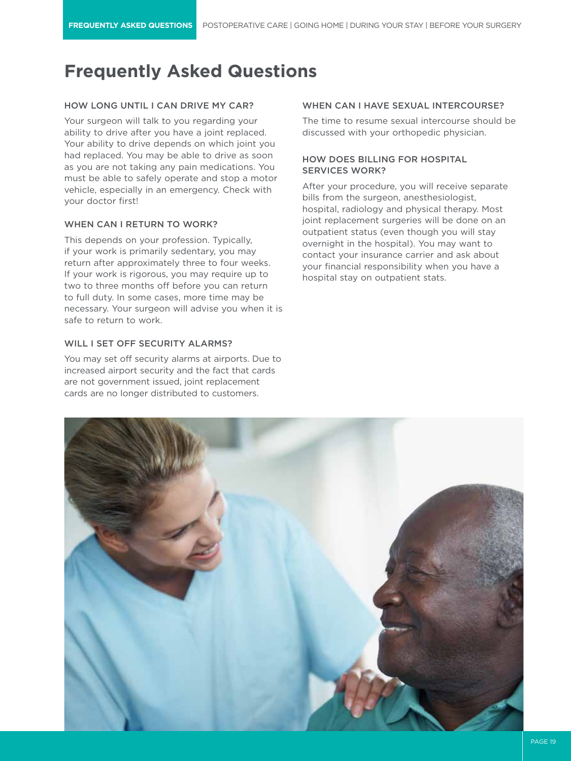# Frequently Asked Questions

### HOW LONG UNTIL I CAN DRIVE MY CAR?

Your surgeon will talk to you regarding your ability to drive after you have a joint replaced. Your ability to drive depends on which joint you had replaced. You may be able to drive as soon as you are not taking any pain medications. You must be able to safely operate and stop a motor vehicle, especially in an emergency. Check with your doctor first!

### WHEN CAN I RETURN TO WORK?

This depends on your profession. Typically, if your work is primarily sedentary, you may return after approximately three to four weeks. If your work is rigorous, you may require up to two to three months off before you can return to full duty. In some cases, more time may be necessary. Your surgeon will advise you when it is safe to return to work.

### WILL I SET OFF SECURITY ALARMS?

You may set off security alarms at airports. Due to increased airport security and the fact that cards are not government issued, joint replacement cards are no longer distributed to customers.

### WHEN CAN I HAVE SEXUAL INTERCOURSE?

The time to resume sexual intercourse should be discussed with your orthopedic physician.

### HOW DOES BILLING FOR HOSPITAL SERVICES WORK?

After your procedure, you will receive separate bills from the surgeon, anesthesiologist, hospital, radiology and physical therapy. Most joint replacement surgeries will be done on an outpatient status (even though you will stay overnight in the hospital). You may want to contact your insurance carrier and ask about your financial responsibility when you have a hospital stay on outpatient stats.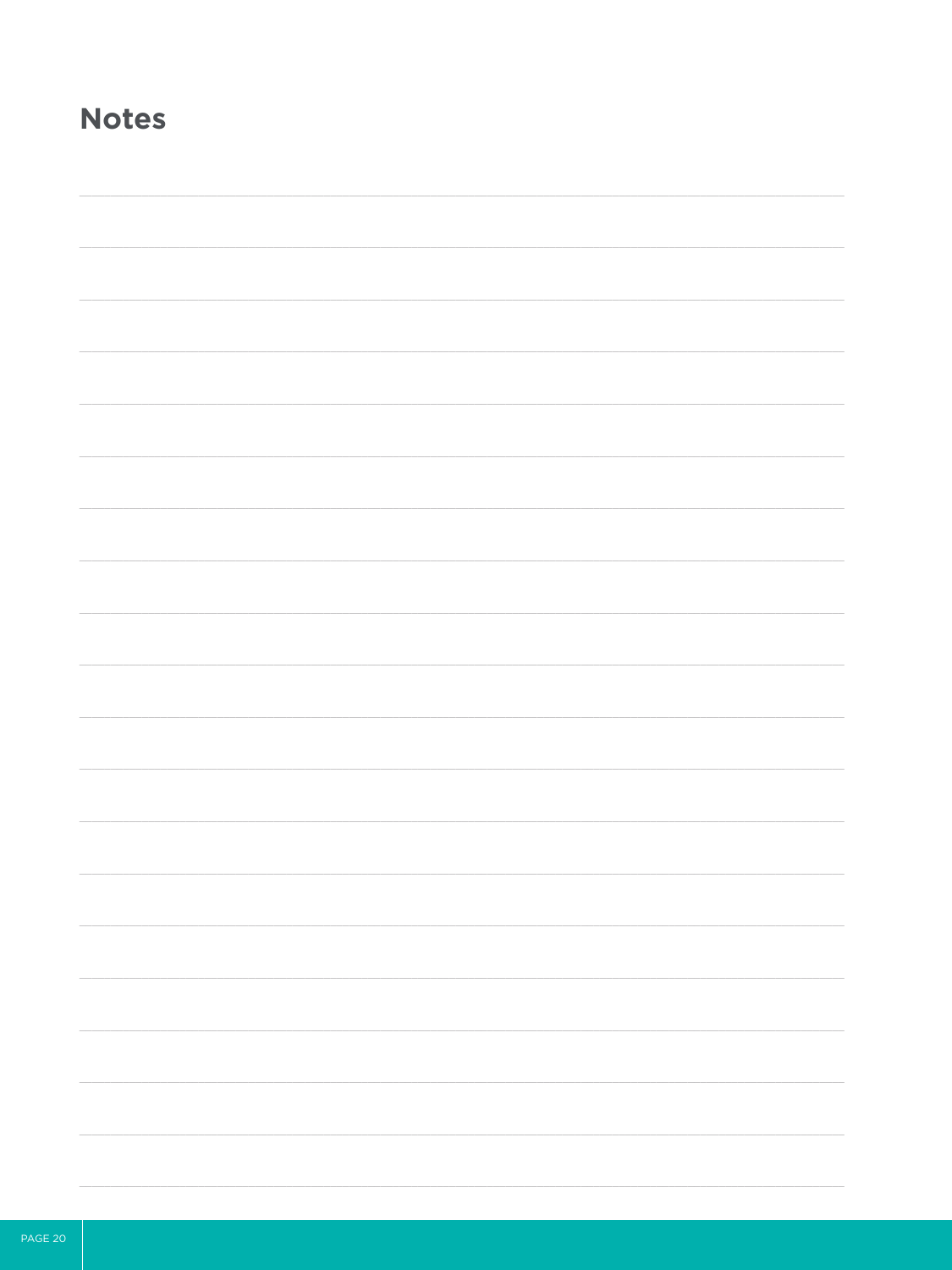## Notes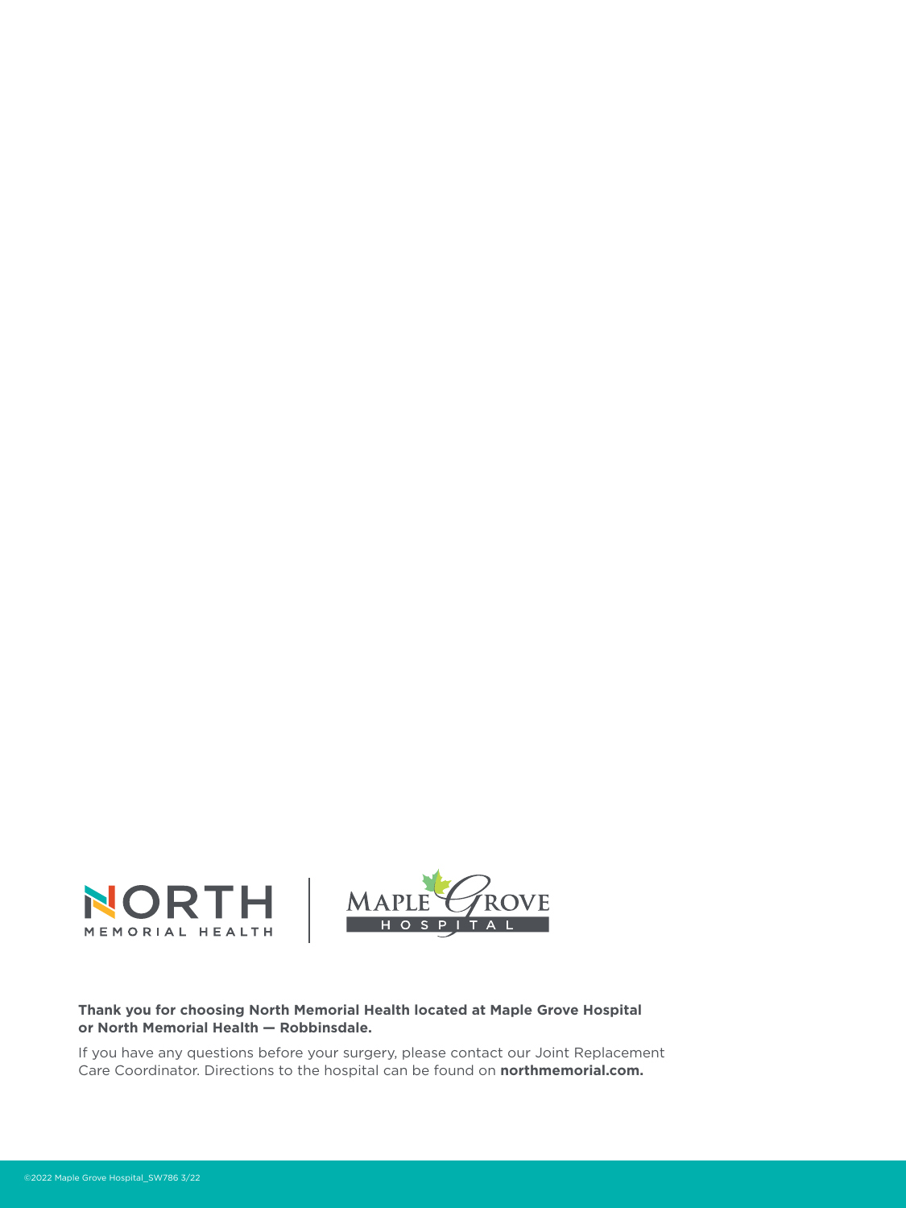NORTH MEMORIAL HEALTH | MAPLE GROVE HOSPITAL

**Thank you for choosing North Memorial Health located at Maple Grove Hospital or North Memorial Health — Robbinsdale.**

If you have any questions before your surgery, please contact our Joint Replacement Care Coordinator. Directions to the hospital can be found on **northmemorial.com.**

©2022 Maple Grove Hospital_SW786 3/22